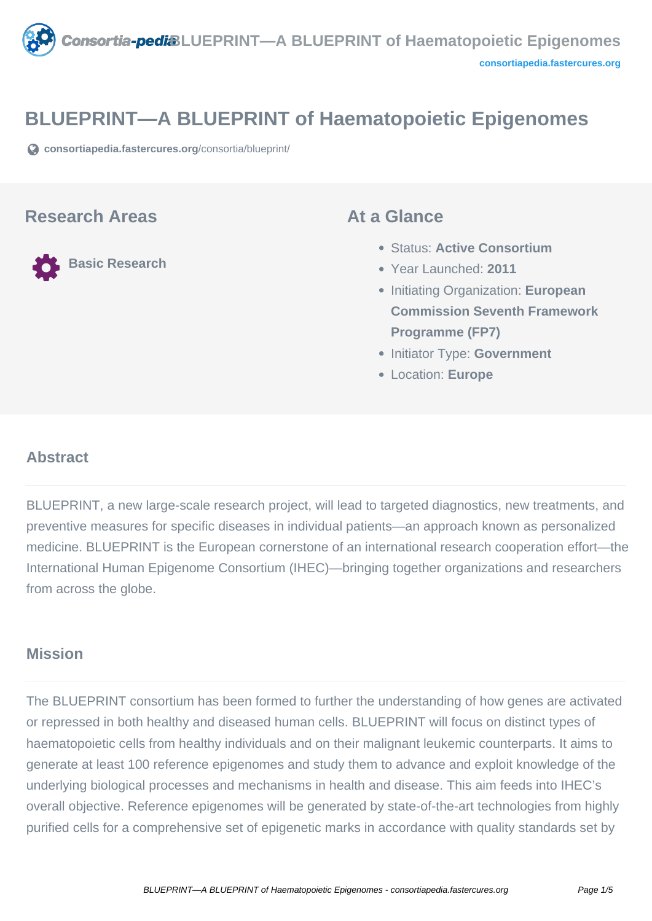# BLUEPRINT—A BLUEPRINT of Haematopoietic Epigenomes

consortiapedia.fastercures.org/consortia/blueprint/

## Research Areas

Basic Research

## At a Glance

- Status: **Active Consortium**
- Year Launched: **2011**
- Initiating Organization: **European Commission Seventh Framework Programme (FP7)**
- Initiator Type: **Government**
- Location: **Europe**

### Abstract

BLUEPRINT, a new large-scale research project, will lead to targeted diagnostics, new treatments, and preventive measures for specific diseases in individual patients—an approach known as personalized medicine. BLUEPRINT is the European cornerstone of an international research cooperation effort—the International Human Epigenome Consortium (IHEC)—bringing together organizations and researchers from across the globe.

### Mission

The BLUEPRINT consortium has been formed to further the understanding of how genes are activated or repressed in both healthy and diseased human cells. BLUEPRINT will focus on distinct types of haematopoietic cells from healthy individuals and on their malignant leukemic counterparts. It aims to generate at least 100 reference epigenomes and study them to advance and exploit knowledge of the underlying biological processes and mechanisms in health and disease. This aim feeds into IHEC's overall objective. Reference epigenomes will be generated by state-of-the-art technologies from highly purified cells for a comprehensive set of epigenetic marks in accordance with quality standards set by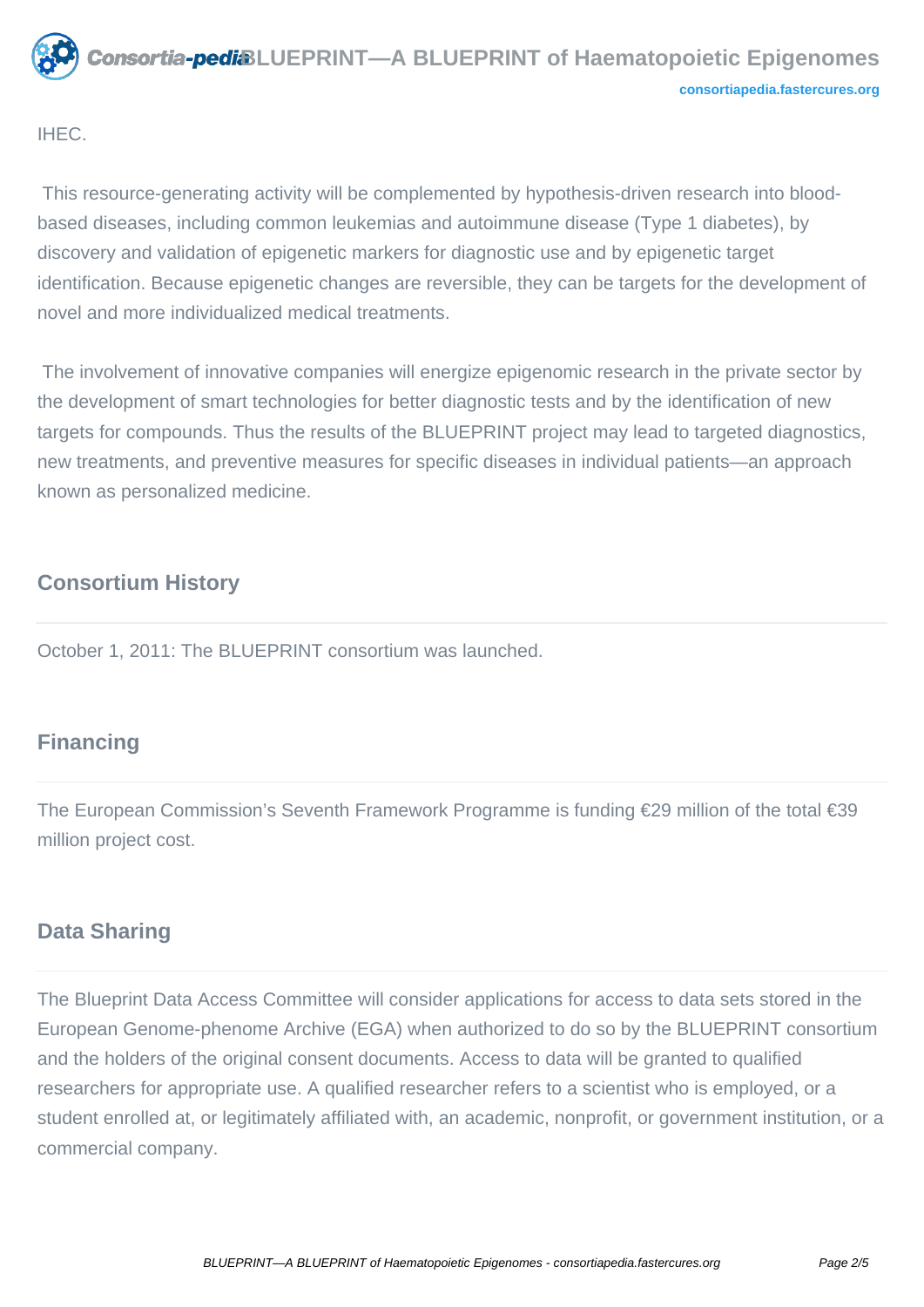IHEC.

This resource-generating activity will be complemented by hypothesis-driven research into blood-based diseases, including common leukemias and autoimmune disease (Type 1 diabetes), by discovery and validation of epigenetic markers for diagnostic use and by epigenetic target identification. Because epigenetic changes are reversible, they can be targets for the development of novel and more individualized medical treatments.

The involvement of innovative companies will energize epigenomic research in the private sector by the development of smart technologies for better diagnostic tests and by the identification of new targets for compounds. Thus the results of the BLUEPRINT project may lead to targeted diagnostics, new treatments, and preventive measures for specific diseases in individual patients—an approach known as personalized medicine.

## Consortium History

October 1, 2011: The BLUEPRINT consortium was launched.

## Financing

The European Commission's Seventh Framework Programme is funding €29 million of the total €39 million project cost.

## Data Sharing

The Blueprint Data Access Committee will consider applications for access to data sets stored in the European Genome-phenome Archive (EGA) when authorized to do so by the BLUEPRINT consortium and the holders of the original consent documents. Access to data will be granted to qualified researchers for appropriate use. A qualified researcher refers to a scientist who is employed, or a student enrolled at, or legitimately affiliated with, an academic, nonprofit, or government institution, or a commercial company.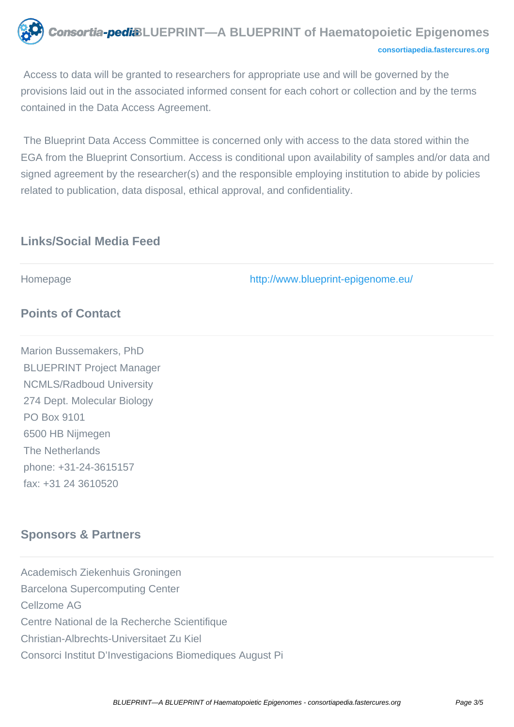Access to data will be granted to researchers for appropriate use and will be governed by the provisions laid out in the associated informed consent for each cohort or collection and by the terms contained in the Data Access Agreement.

The Blueprint Data Access Committee is concerned only with access to the data stored within the EGA from the Blueprint Consortium. Access is conditional upon availability of samples and/or data and signed agreement by the researcher(s) and the responsible employing institution to abide by policies related to publication, data disposal, ethical approval, and confidentiality.

## Links/Social Media Feed

| Homepage | http://www.blueprint-epigenome.eu/ |
| --- | --- |

## Points of Contact

Marion Bussemakers, PhD
BLUEPRINT Project Manager
NCMLS/Radboud University
274 Dept. Molecular Biology
PO Box 9101
6500 HB Nijmegen
The Netherlands
phone: +31-24-3615157
fax: +31 24 3610520

## Sponsors & Partners

Academisch Ziekenhuis Groningen
Barcelona Supercomputing Center
Cellzome AG
Centre National de la Recherche Scientifique
Christian-Albrechts-Universitaet Zu Kiel
Consorci Institut D'Investigacions Biomediques August Pi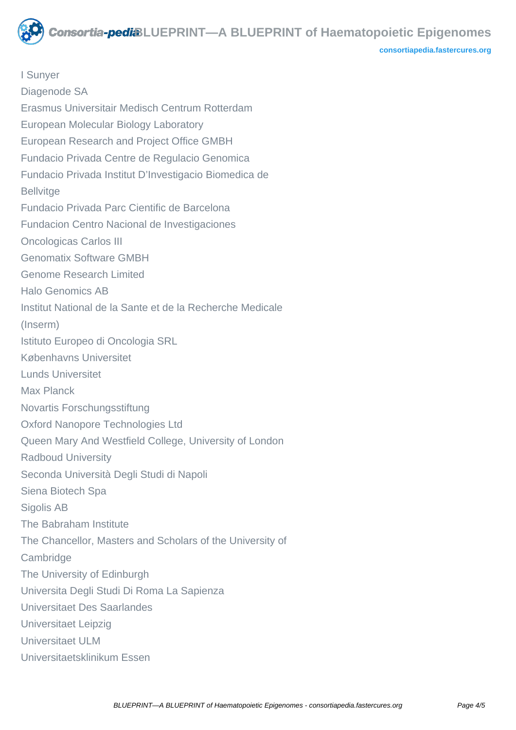I Sunyer

Diagenode SA

Erasmus Universitair Medisch Centrum Rotterdam

European Molecular Biology Laboratory

European Research and Project Office GMBH

Fundacio Privada Centre de Regulacio Genomica

Fundacio Privada Institut D'Investigacio Biomedica de Bellvitge

Fundacio Privada Parc Cientific de Barcelona

Fundacion Centro Nacional de Investigaciones Oncologicas Carlos III

Genomatix Software GMBH

Genome Research Limited

Halo Genomics AB

Institut National de la Sante et de la Recherche Medicale (Inserm)

Istituto Europeo di Oncologia SRL

Københavns Universitet

Lunds Universitet

Max Planck

Novartis Forschungsstiftung

Oxford Nanopore Technologies Ltd

Queen Mary And Westfield College, University of London

Radboud University

Seconda Università Degli Studi di Napoli

Siena Biotech Spa

Sigolis AB

The Babraham Institute

The Chancellor, Masters and Scholars of the University of Cambridge

The University of Edinburgh

Universita Degli Studi Di Roma La Sapienza

Universitaet Des Saarlandes

Universitaet Leipzig

Universitaet ULM

Universitaetsklinikum Essen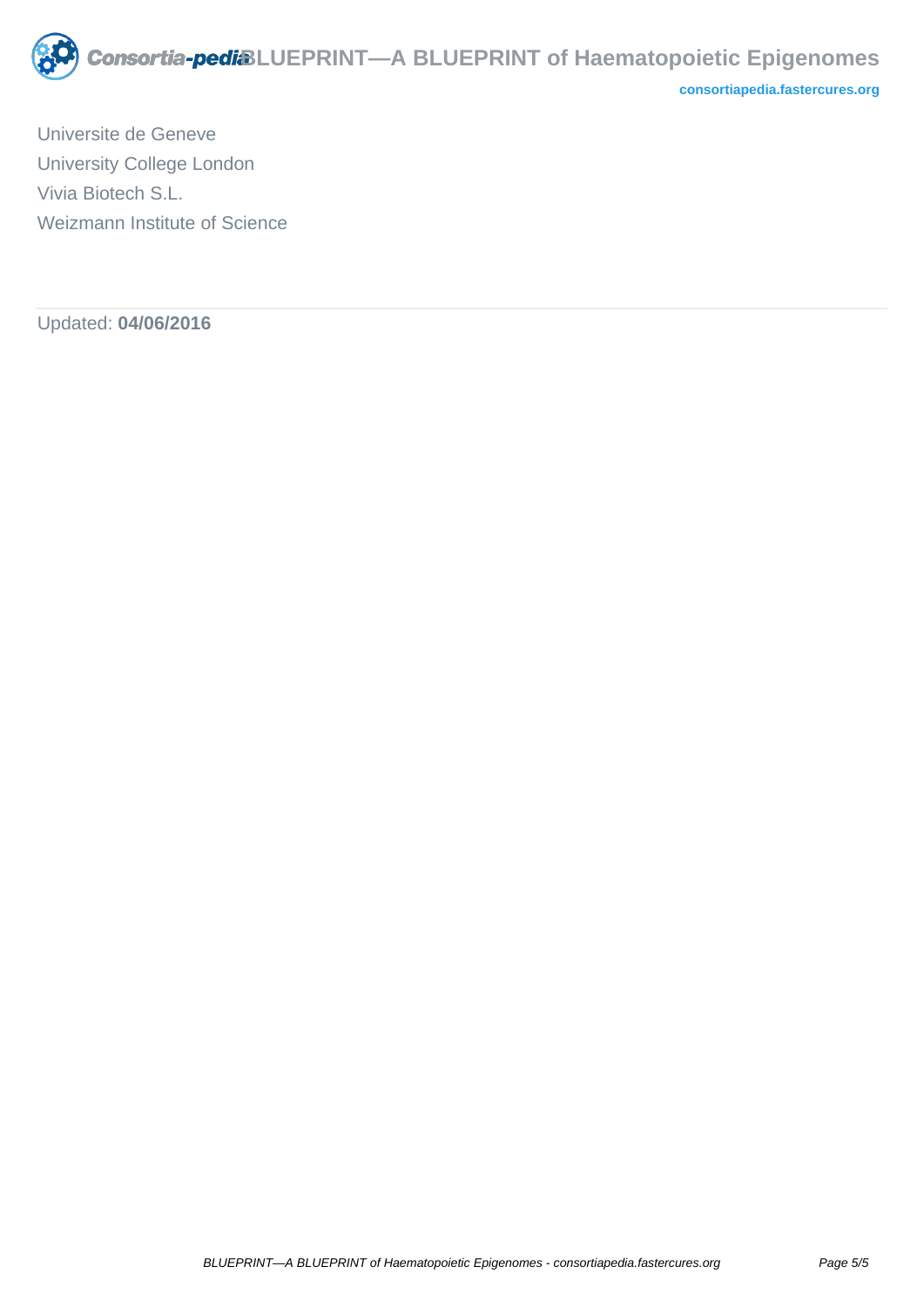Universite de Geneve

University College London

Vivia Biotech S.L.

Weizmann Institute of Science

---

Updated: **04/06/2016**